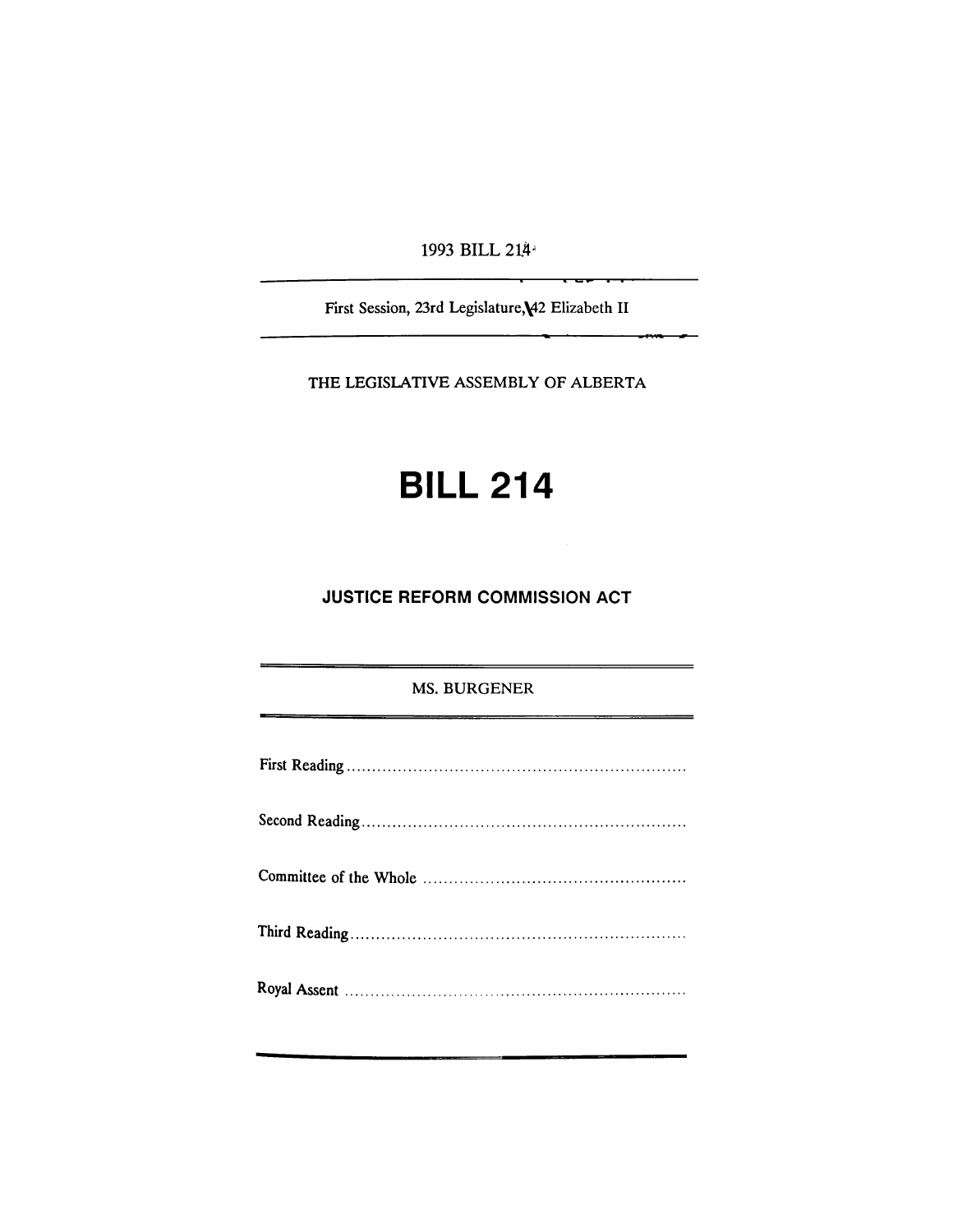1993 BILL 214

First Session, 23rd Legislature, 42 Elizabeth II

THE LEGISLATIVE ASSEMBLY OF ALBERTA

# BILL 214

## JUSTICE REFORM COMMISSION ACT

MS. BURGENER

First Reading .................................................................

Second Reading .............................................................

Committee of the Whole .................................................

Third Reading ................................................................

Royal Assent .................................................................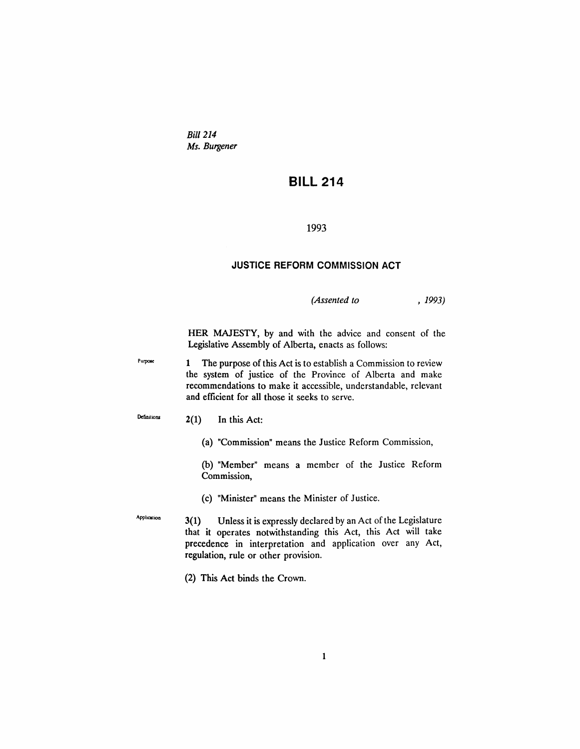*Bill 214*
*Ms. Burgener*

# BILL 214

1993

## JUSTICE REFORM COMMISSION ACT

*(Assented to , 1993)*

HER MAJESTY, by and with the advice and consent of the Legislative Assembly of Alberta, enacts as follows:

Purpose

**1** The purpose of this Act is to establish a Commission to review the system of justice of the Province of Alberta and make recommendations to make it accessible, understandable, relevant and efficient for all those it seeks to serve.

Definitions

**2(1)** In this Act:

(a) "Commission" means the Justice Reform Commission,

(b) "Member" means a member of the Justice Reform Commission,

(c) "Minister" means the Minister of Justice.

Application

**3(1)** Unless it is expressly declared by an Act of the Legislature that it operates notwithstanding this Act, this Act will take precedence in interpretation and application over any Act, regulation, rule or other provision.

(2) This Act binds the Crown.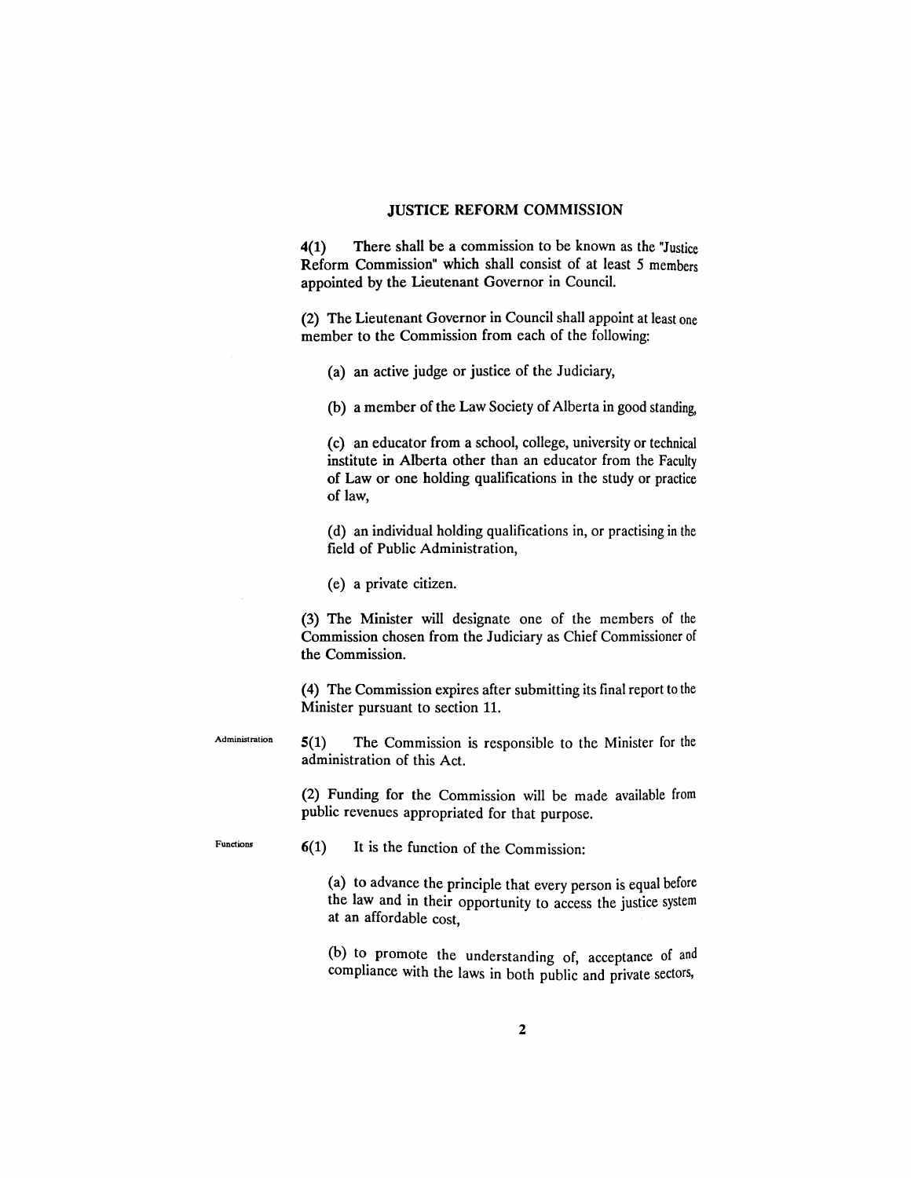## JUSTICE REFORM COMMISSION

**4(1)** There shall be a commission to be known as the "Justice Reform Commission" which shall consist of at least 5 members appointed by the Lieutenant Governor in Council.

(2) The Lieutenant Governor in Council shall appoint at least one member to the Commission from each of the following:

(a) an active judge or justice of the Judiciary,

(b) a member of the Law Society of Alberta in good standing,

(c) an educator from a school, college, university or technical institute in Alberta other than an educator from the Faculty of Law or one holding qualifications in the study or practice of law,

(d) an individual holding qualifications in, or practising in the field of Public Administration,

(e) a private citizen.

(3) The Minister will designate one of the members of the Commission chosen from the Judiciary as Chief Commissioner of the Commission.

(4) The Commission expires after submitting its final report to the Minister pursuant to section 11.

Administration

**5(1)** The Commission is responsible to the Minister for the administration of this Act.

(2) Funding for the Commission will be made available from public revenues appropriated for that purpose.

Functions

**6(1)** It is the function of the Commission:

(a) to advance the principle that every person is equal before the law and in their opportunity to access the justice system at an affordable cost,

(b) to promote the understanding of, acceptance of and compliance with the laws in both public and private sectors,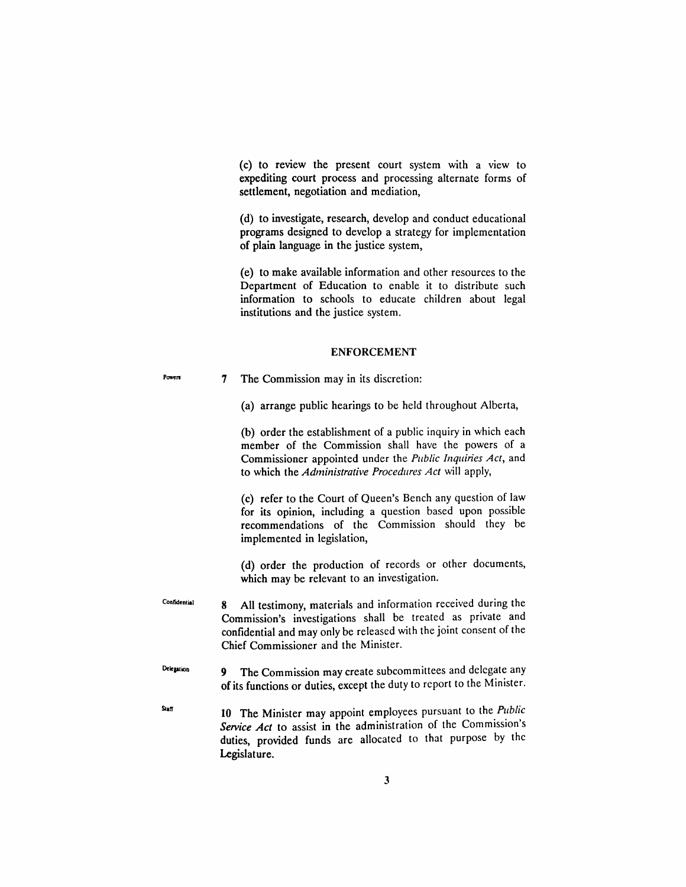(c) to review the present court system with a view to expediting court process and processing alternate forms of settlement, negotiation and mediation,

(d) to investigate, research, develop and conduct educational programs designed to develop a strategy for implementation of plain language in the justice system,

(e) to make available information and other resources to the Department of Education to enable it to distribute such information to schools to educate children about legal institutions and the justice system.

## ENFORCEMENT

Powers

**7** The Commission may in its discretion:

(a) arrange public hearings to be held throughout Alberta,

(b) order the establishment of a public inquiry in which each member of the Commission shall have the powers of a Commissioner appointed under the *Public Inquiries Act*, and to which the *Administrative Procedures Act* will apply,

(c) refer to the Court of Queen's Bench any question of law for its opinion, including a question based upon possible recommendations of the Commission should they be implemented in legislation,

(d) order the production of records or other documents, which may be relevant to an investigation.

Confidential

**8** All testimony, materials and information received during the Commission's investigations shall be treated as private and confidential and may only be released with the joint consent of the Chief Commissioner and the Minister.

Delegation

**9** The Commission may create subcommittees and delegate any of its functions or duties, except the duty to report to the Minister.

Staff

**10** The Minister may appoint employees pursuant to the *Public Service Act* to assist in the administration of the Commission's duties, provided funds are allocated to that purpose by the Legislature.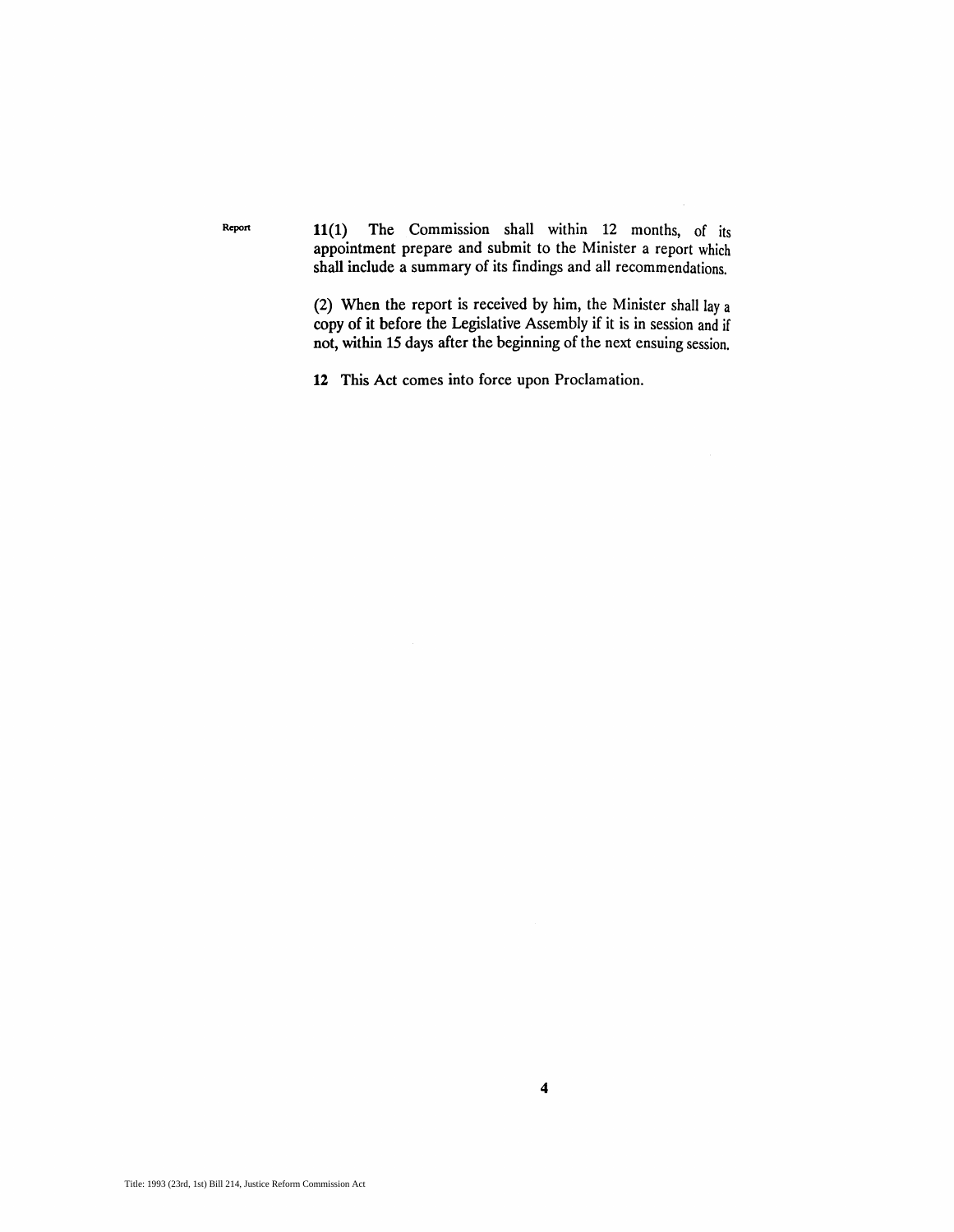Report

**11(1)** The Commission shall within 12 months, of its appointment prepare and submit to the Minister a report which shall include a summary of its findings and all recommendations.

(2) When the report is received by him, the Minister shall lay a copy of it before the Legislative Assembly if it is in session and if not, within 15 days after the beginning of the next ensuing session.

**12** This Act comes into force upon Proclamation.